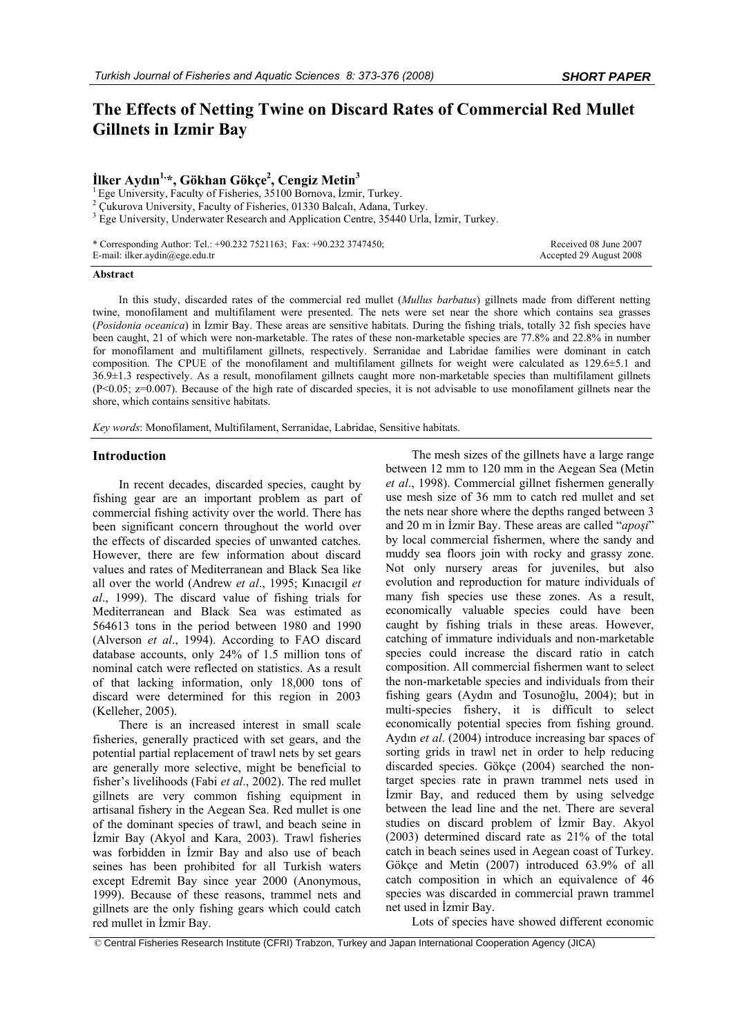SHORT PAPER

# The Effects of Netting Twine on Discard Rates of Commercial Red Mullet Gillnets in Izmir Bay

**İlker Aydın[1,*], Gökhan Gökçe[2], Cengiz Metin[3]**

[1] Ege University, Faculty of Fisheries, 35100 Bornova, İzmir, Turkey.
[2] Çukurova University, Faculty of Fisheries, 01330 Balcalı, Adana, Turkey.
[3] Ege University, Underwater Research and Application Centre, 35440 Urla, İzmir, Turkey.

\* Corresponding Author: Tel.: +90.232 7521163; Fax: +90.232 3747450;
E-mail: ilker.aydin@ege.edu.tr

Received 08 June 2007
Accepted 29 August 2008

### Abstract

In this study, discarded rates of the commercial red mullet (*Mullus barbatus*) gillnets made from different netting twine, monofilament and multifilament were presented. The nets were set near the shore which contains sea grasses (*Posidonia oceanica*) in İzmir Bay. These areas are sensitive habitats. During the fishing trials, totally 32 fish species have been caught, 21 of which were non-marketable. The rates of these non-marketable species are 77.8% and 22.8% in number for monofilament and multifilament gillnets, respectively. Serranidae and Labridae families were dominant in catch composition. The CPUE of the monofilament and multifilament gillnets for weight were calculated as 129.6±5.1 and 36.9±1.3 respectively. As a result, monofilament gillnets caught more non-marketable species than multifilament gillnets ($P<0.05$; $z=0.007$). Because of the high rate of discarded species, it is not advisable to use monofilament gillnets near the shore, which contains sensitive habitats.

*Key words*: Monofilament, Multifilament, Serranidae, Labridae, Sensitive habitats.

## Introduction

In recent decades, discarded species, caught by fishing gear are an important problem as part of commercial fishing activity over the world. There has been significant concern throughout the world over the effects of discarded species of unwanted catches. However, there are few information about discard values and rates of Mediterranean and Black Sea like all over the world (Andrew *et al*., 1995; Kınacıgil *et al*., 1999). The discard value of fishing trials for Mediterranean and Black Sea was estimated as 564613 tons in the period between 1980 and 1990 (Alverson *et al*., 1994). According to FAO discard database accounts, only 24% of 1.5 million tons of nominal catch were reflected on statistics. As a result of that lacking information, only 18,000 tons of discard were determined for this region in 2003 (Kelleher, 2005).

There is an increased interest in small scale fisheries, generally practiced with set gears, and the potential partial replacement of trawl nets by set gears are generally more selective, might be beneficial to fisher's livelihoods (Fabi *et al*., 2002). The red mullet gillnets are very common fishing equipment in artisanal fishery in the Aegean Sea. Red mullet is one of the dominant species of trawl, and beach seine in İzmir Bay (Akyol and Kara, 2003). Trawl fisheries was forbidden in İzmir Bay and also use of beach seines has been prohibited for all Turkish waters except Edremit Bay since year 2000 (Anonymous, 1999). Because of these reasons, trammel nets and gillnets are the only fishing gears which could catch red mullet in İzmir Bay.

The mesh sizes of the gillnets have a large range between 12 mm to 120 mm in the Aegean Sea (Metin *et al*., 1998). Commercial gillnet fishermen generally use mesh size of 36 mm to catch red mullet and set the nets near shore where the depths ranged between 3 and 20 m in İzmir Bay. These areas are called "*apoşi*" by local commercial fishermen, where the sandy and muddy sea floors join with rocky and grassy zone. Not only nursery areas for juveniles, but also evolution and reproduction for mature individuals of many fish species use these zones. As a result, economically valuable species could have been caught by fishing trials in these areas. However, catching of immature individuals and non-marketable species could increase the discard ratio in catch composition. All commercial fishermen want to select the non-marketable species and individuals from their fishing gears (Aydın and Tosunoğlu, 2004); but in multi-species fishery, it is difficult to select economically potential species from fishing ground. Aydın *et al*. (2004) introduce increasing bar spaces of sorting grids in trawl net in order to help reducing discarded species. Gökçe (2004) searched the non-target species rate in prawn trammel nets used in İzmir Bay, and reduced them by using selvedge between the lead line and the net. There are several studies on discard problem of İzmir Bay. Akyol (2003) determined discard rate as 21% of the total catch in beach seines used in Aegean coast of Turkey. Gökçe and Metin (2007) introduced 63.9% of all catch composition in which an equivalence of 46 species was discarded in commercial prawn trammel net used in İzmir Bay.

Lots of species have showed different economic

© Central Fisheries Research Institute (CFRI) Trabzon, Turkey and Japan International Cooperation Agency (JICA)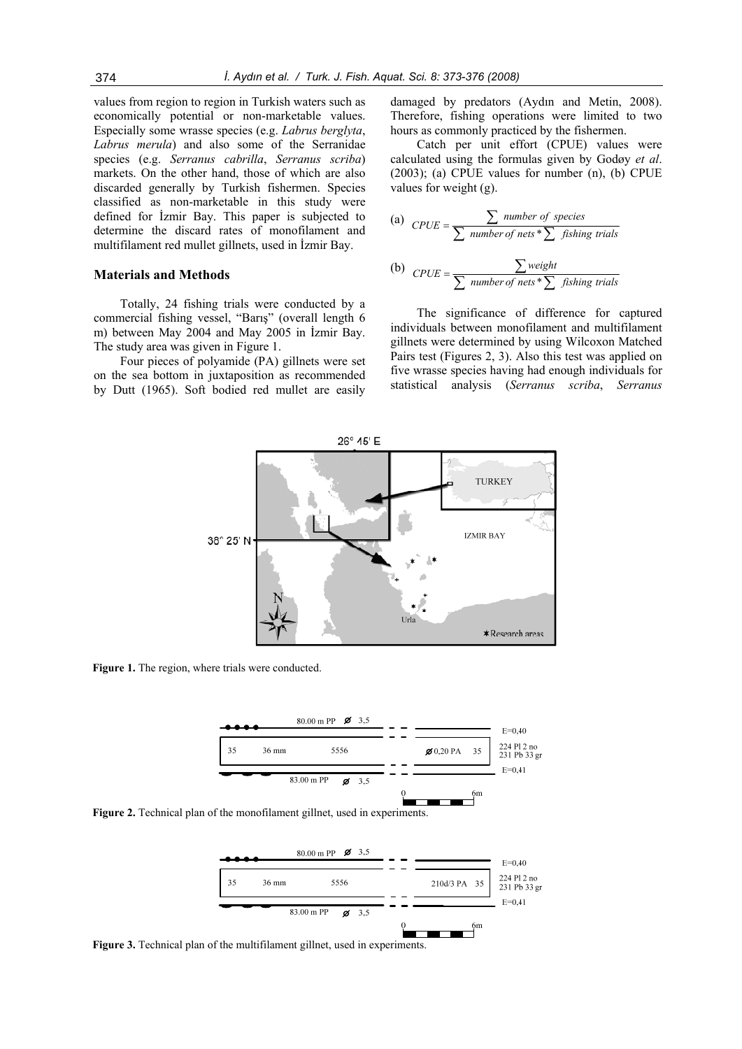values from region to region in Turkish waters such as economically potential or non-marketable values. Especially some wrasse species (e.g. *Labrus berglyta*, *Labrus merula*) and also some of the Serranidae species (e.g. *Serranus cabrilla*, *Serranus scriba*) markets. On the other hand, those of which are also discarded generally by Turkish fishermen. Species classified as non-marketable in this study were defined for İzmir Bay. This paper is subjected to determine the discard rates of monofilament and multifilament red mullet gillnets, used in İzmir Bay.

## Materials and Methods

Totally, 24 fishing trials were conducted by a commercial fishing vessel, "Barış" (overall length 6 m) between May 2004 and May 2005 in İzmir Bay. The study area was given in Figure 1.

Four pieces of polyamide (PA) gillnets were set on the sea bottom in juxtaposition as recommended by Dutt (1965). Soft bodied red mullet are easily damaged by predators (Aydın and Metin, 2008). Therefore, fishing operations were limited to two hours as commonly practiced by the fishermen.

Catch per unit effort (CPUE) values were calculated using the formulas given by Godøy *et al*. (2003); (a) CPUE values for number (n), (b) CPUE values for weight (g).

(a) $$CPUE = \frac{\sum \text{number of species}}{\sum \text{number of nets} * \sum \text{fishing trials}}$$

(b) $$CPUE = \frac{\sum \text{weight}}{\sum \text{number of nets} * \sum \text{fishing trials}}$$

The significance of difference for captured individuals between monofilament and multifilament gillnets were determined by using Wilcoxon Matched Pairs test (Figures 2, 3). Also this test was applied on five wrasse species having had enough individuals for statistical analysis (*Serranus scriba*, *Serranus*

**Figure 1.** The region, where trials were conducted.

**Figure 2.** Technical plan of the monofilament gillnet, used in experiments.

**Figure 3.** Technical plan of the multifilament gillnet, used in experiments.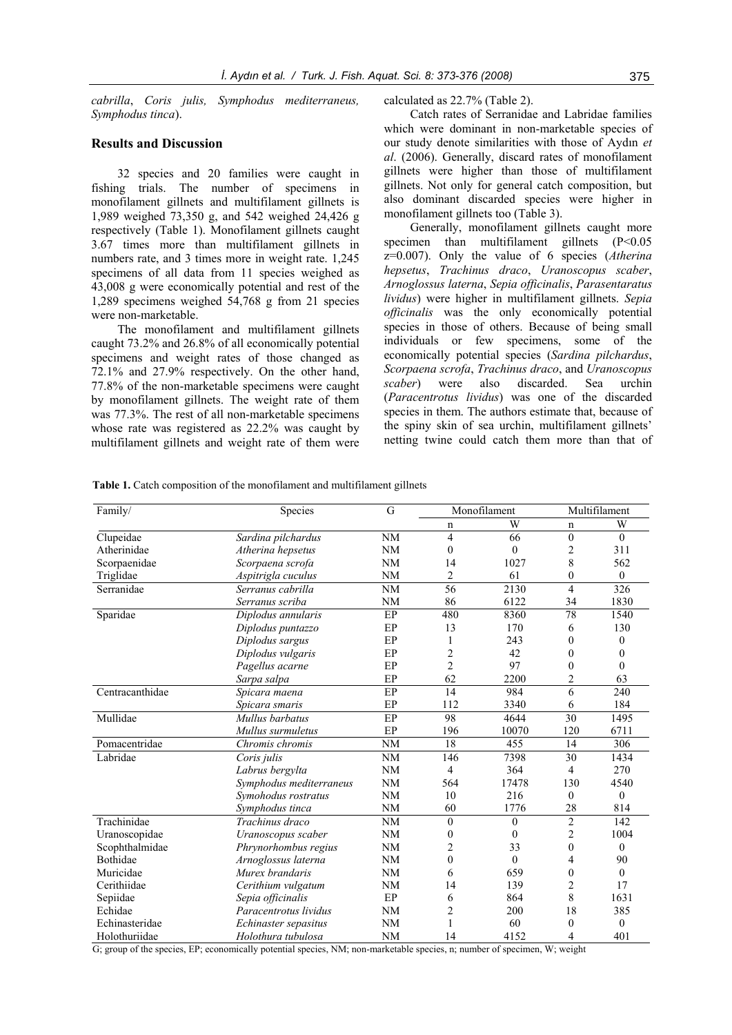*cabrilla*, *Coris julis, Symphodus mediterraneus, Symphodus tinca*).

## Results and Discussion

32 species and 20 families were caught in fishing trials. The number of specimens in monofilament gillnets and multifilament gillnets is 1,989 weighed 73,350 g, and 542 weighed 24,426 g respectively (Table 1). Monofilament gillnets caught 3.67 times more than multifilament gillnets in numbers rate, and 3 times more in weight rate. 1,245 specimens of all data from 11 species weighed as 43,008 g were economically potential and rest of the 1,289 specimens weighed 54,768 g from 21 species were non-marketable.

The monofilament and multifilament gillnets caught 73.2% and 26.8% of all economically potential specimens and weight rates of those changed as 72.1% and 27.9% respectively. On the other hand, 77.8% of the non-marketable specimens were caught by monofilament gillnets. The weight rate of them was 77.3%. The rest of all non-marketable specimens whose rate was registered as 22.2% was caught by multifilament gillnets and weight rate of them were calculated as 22.7% (Table 2).

Catch rates of Serranidae and Labridae families which were dominant in non-marketable species of our study denote similarities with those of Aydın *et al*. (2006). Generally, discard rates of monofilament gillnets were higher than those of multifilament gillnets. Not only for general catch composition, but also dominant discarded species were higher in monofilament gillnets too (Table 3).

Generally, monofilament gillnets caught more specimen than multifilament gillnets ($P<0.05$ $z=0.007$). Only the value of 6 species (*Atherina hepsetus*, *Trachinus draco*, *Uranoscopus scaber*, *Arnoglossus laterna*, *Sepia officinalis*, *Parasentaratus lividus*) were higher in multifilament gillnets. *Sepia officinalis* was the only economically potential species in those of others. Because of being small individuals or few specimens, some of the economically potential species (*Sardina pilchardus*, *Scorpaena scrofa*, *Trachinus draco*, and *Uranoscopus scaber*) were also discarded. Sea urchin (*Paracentrotus lividus*) was one of the discarded species in them. The authors estimate that, because of the spiny skin of sea urchin, multifilament gillnets' netting twine could catch them more than that of

**Table 1.** Catch composition of the monofilament and multifilament gillnets

| Family/ | Species | G | Monofilament | | Multifilament | |
|---|---|---|---|---|---|---|
| | | | n | W | n | W |
| Clupeidae | *Sardina pilchardus* | NM | 4 | 66 | 0 | 0 |
| Atherinidae | *Atherina hepsetus* | NM | 0 | 0 | 2 | 311 |
| Scorpaenidae | *Scorpaena scrofa* | NM | 14 | 1027 | 8 | 562 |
| Triglidae | *Aspitrigla cuculus* | NM | 2 | 61 | 0 | 0 |
| Serranidae | *Serranus cabrilla* | NM | 56 | 2130 | 4 | 326 |
| | *Serranus scriba* | NM | 86 | 6122 | 34 | 1830 |
| Sparidae | *Diplodus annularis* | EP | 480 | 8360 | 78 | 1540 |
| | *Diplodus puntazzo* | EP | 13 | 170 | 6 | 130 |
| | *Diplodus sargus* | EP | 1 | 243 | 0 | 0 |
| | *Diplodus vulgaris* | EP | 2 | 42 | 0 | 0 |
| | *Pagellus acarne* | EP | 2 | 97 | 0 | 0 |
| | *Sarpa salpa* | EP | 62 | 2200 | 2 | 63 |
| Centracanthidae | *Spicara maena* | EP | 14 | 984 | 6 | 240 |
| | *Spicara smaris* | EP | 112 | 3340 | 6 | 184 |
| Mullidae | *Mullus barbatus* | EP | 98 | 4644 | 30 | 1495 |
| | *Mullus surmuletus* | EP | 196 | 10070 | 120 | 6711 |
| Pomacentridae | *Chromis chromis* | NM | 18 | 455 | 14 | 306 |
| Labridae | *Coris julis* | NM | 146 | 7398 | 30 | 1434 |
| | *Labrus bergylta* | NM | 4 | 364 | 4 | 270 |
| | *Symphodus mediterraneus* | NM | 564 | 17478 | 130 | 4540 |
| | *Symohodus rostratus* | NM | 10 | 216 | 0 | 0 |
| | *Symphodus tinca* | NM | 60 | 1776 | 28 | 814 |
| Trachinidae | *Trachinus draco* | NM | 0 | 0 | 2 | 142 |
| Uranoscopidae | *Uranoscopus scaber* | NM | 0 | 0 | 2 | 1004 |
| Scophthalmidae | *Phrynorhombus regius* | NM | 2 | 33 | 0 | 0 |
| Bothidae | *Arnoglossus laterna* | NM | 0 | 0 | 4 | 90 |
| Muricidae | *Murex brandaris* | NM | 6 | 659 | 0 | 0 |
| Cerithiidae | *Cerithium vulgatum* | NM | 14 | 139 | 2 | 17 |
| Sepiidae | *Sepia officinalis* | EP | 6 | 864 | 8 | 1631 |
| Echidae | *Paracentrotus lividus* | NM | 2 | 200 | 18 | 385 |
| Echinasteridae | *Echinaster sepasitus* | NM | 1 | 60 | 0 | 0 |
| Holothuriidae | *Holothura tubulosa* | NM | 14 | 4152 | 4 | 401 |

G; group of the species, EP; economically potential species, NM; non-marketable species, n; number of specimen, W; weight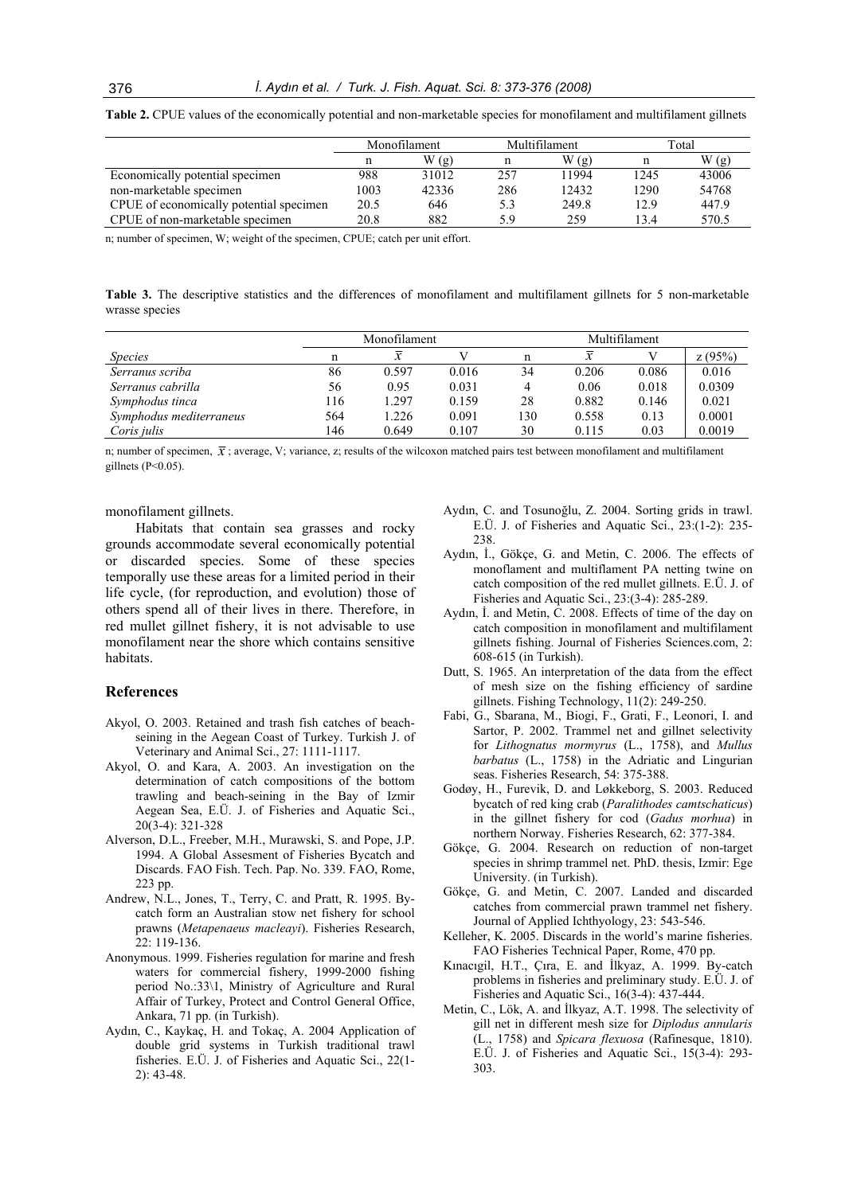**Table 2.** CPUE values of the economically potential and non-marketable species for monofilament and multifilament gillnets

| | Monofilament | | Multifilament | | Total | |
|---|---|---|---|---|---|---|
| | n | W (g) | n | W (g) | n | W (g) |
| Economically potential specimen | 988 | 31012 | 257 | 11994 | 1245 | 43006 |
| non-marketable specimen | 1003 | 42336 | 286 | 12432 | 1290 | 54768 |
| CPUE of economically potential specimen | 20.5 | 646 | 5.3 | 249.8 | 12.9 | 447.9 |
| CPUE of non-marketable specimen | 20.8 | 882 | 5.9 | 259 | 13.4 | 570.5 |

n; number of specimen, W; weight of the specimen, CPUE; catch per unit effort.

**Table 3.** The descriptive statistics and the differences of monofilament and multifilament gillnets for 5 non-marketable wrasse species

| | Monofilament | | | Multifilament | | | |
|---|---|---|---|---|---|---|---|
| *Species* | n | $\bar{x}$ | V | n | $\bar{x}$ | V | z (95%) |
| *Serranus scriba* | 86 | 0.597 | 0.016 | 34 | 0.206 | 0.086 | 0.016 |
| *Serranus cabrilla* | 56 | 0.95 | 0.031 | 4 | 0.06 | 0.018 | 0.0309 |
| *Symphodus tinca* | 116 | 1.297 | 0.159 | 28 | 0.882 | 0.146 | 0.021 |
| *Symphodus mediterraneus* | 564 | 1.226 | 0.091 | 130 | 0.558 | 0.13 | 0.0001 |
| *Coris julis* | 146 | 0.649 | 0.107 | 30 | 0.115 | 0.03 | 0.0019 |

n; number of specimen, $\bar{x}$ ; average, V; variance, z; results of the wilcoxon matched pairs test between monofilament and multifilament gillnets ($P<0.05$).

monofilament gillnets.

Habitats that contain sea grasses and rocky grounds accommodate several economically potential or discarded species. Some of these species temporally use these areas for a limited period in their life cycle, (for reproduction, and evolution) those of others spend all of their lives in there. Therefore, in red mullet gillnet fishery, it is not advisable to use monofilament near the shore which contains sensitive habitats.

## References

Akyol, O. 2003. Retained and trash fish catches of beach-seining in the Aegean Coast of Turkey. Turkish J. of Veterinary and Animal Sci., 27: 1111-1117.

Akyol, O. and Kara, A. 2003. An investigation on the determination of catch compositions of the bottom trawling and beach-seining in the Bay of Izmir Aegean Sea, E.Ü. J. of Fisheries and Aquatic Sci., 20(3-4): 321-328

Alverson, D.L., Freeber, M.H., Murawski, S. and Pope, J.P. 1994. A Global Assesment of Fisheries Bycatch and Discards. FAO Fish. Tech. Pap. No. 339. FAO, Rome, 223 pp.

Andrew, N.L., Jones, T., Terry, C. and Pratt, R. 1995. By-catch form an Australian stow net fishery for school prawns (*Metapenaeus macleayi*). Fisheries Research, 22: 119-136.

Anonymous. 1999. Fisheries regulation for marine and fresh waters for commercial fishery, 1999-2000 fishing period No.:33\1, Ministry of Agriculture and Rural Affair of Turkey, Protect and Control General Office, Ankara, 71 pp. (in Turkish).

Aydın, C., Kaykaç, H. and Tokaç, A. 2004 Application of double grid systems in Turkish traditional trawl fisheries. E.Ü. J. of Fisheries and Aquatic Sci., 22(1-2): 43-48.

Aydın, C. and Tosunoğlu, Z. 2004. Sorting grids in trawl. E.Ü. J. of Fisheries and Aquatic Sci., 23:(1-2): 235-238.

Aydın, İ., Gökçe, G. and Metin, C. 2006. The effects of monoflament and multiflament PA netting twine on catch composition of the red mullet gillnets. E.Ü. J. of Fisheries and Aquatic Sci., 23:(3-4): 285-289.

Aydın, İ. and Metin, C. 2008. Effects of time of the day on catch composition in monofilament and multifilament gillnets fishing. Journal of Fisheries Sciences.com, 2: 608-615 (in Turkish).

Dutt, S. 1965. An interpretation of the data from the effect of mesh size on the fishing efficiency of sardine gillnets. Fishing Technology, 11(2): 249-250.

Fabi, G., Sbarana, M., Biogi, F., Grati, F., Leonori, I. and Sartor, P. 2002. Trammel net and gillnet selectivity for *Lithognatus mormyrus* (L., 1758), and *Mullus barbatus* (L., 1758) in the Adriatic and Lingurian seas. Fisheries Research, 54: 375-388.

Godøy, H., Furevik, D. and Løkkeborg, S. 2003. Reduced bycatch of red king crab (*Paralithodes camtschaticus*) in the gillnet fishery for cod (*Gadus morhua*) in northern Norway. Fisheries Research, 62: 377-384.

Gökçe, G. 2004. Research on reduction of non-target species in shrimp trammel net. PhD. thesis, Izmir: Ege University. (in Turkish).

Gökçe, G. and Metin, C. 2007. Landed and discarded catches from commercial prawn trammel net fishery. Journal of Applied Ichthyology, 23: 543-546.

Kelleher, K. 2005. Discards in the world's marine fisheries. FAO Fisheries Technical Paper, Rome, 470 pp.

Kınacıgil, H.T., Çıra, E. and İlkyaz, A. 1999. By-catch problems in fisheries and preliminary study. E.Ü. J. of Fisheries and Aquatic Sci., 16(3-4): 437-444.

Metin, C., Lök, A. and İlkyaz, A.T. 1998. The selectivity of gill net in different mesh size for *Diplodus annularis* (L., 1758) and *Spicara flexuosa* (Rafinesque, 1810). E.Ü. J. of Fisheries and Aquatic Sci., 15(3-4): 293-303.